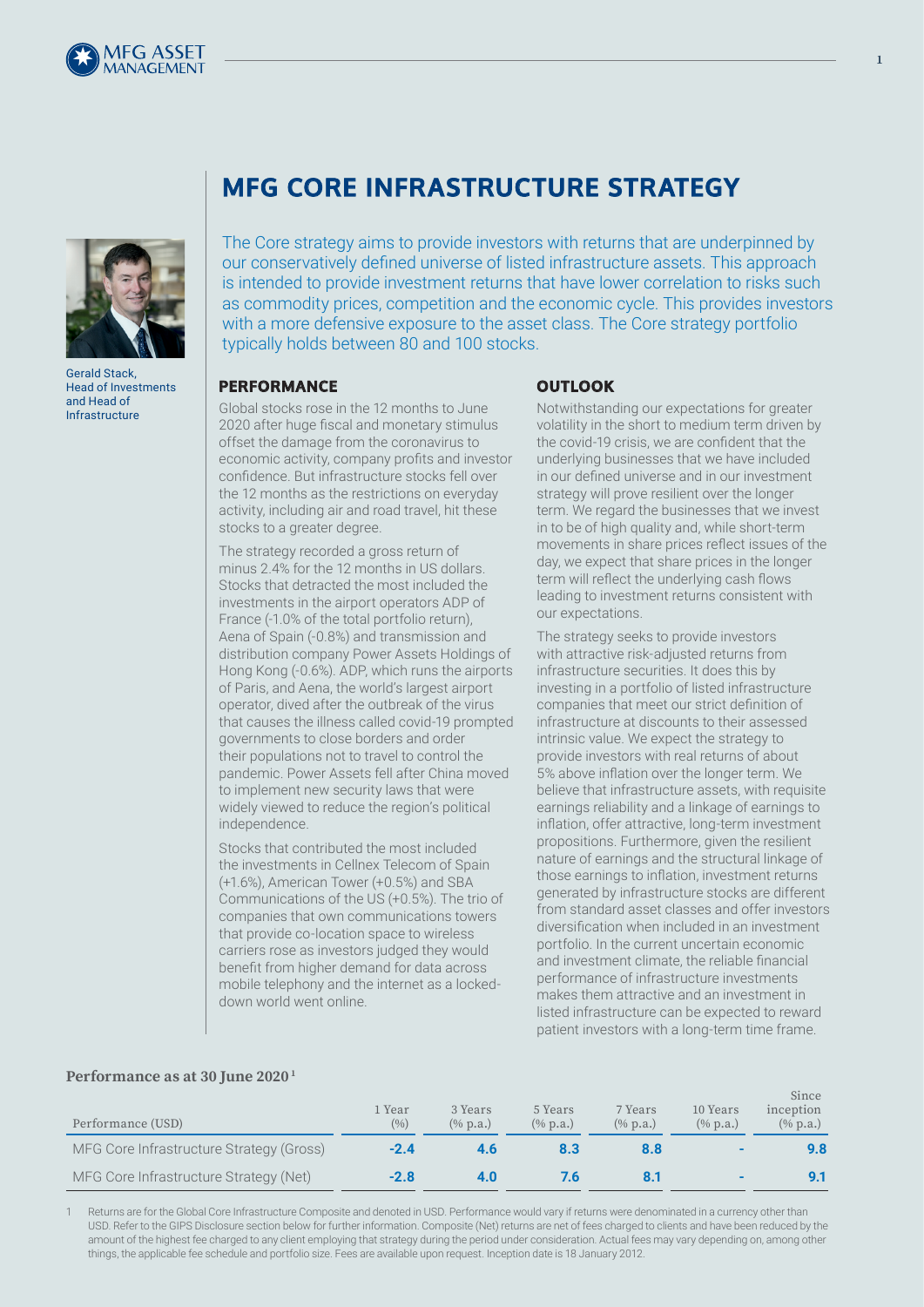# MFG CORE INFRASTRUCTURE STRATEGY

Gerald Stack,
Head of Investments and Head of Infrastructure

The Core strategy aims to provide investors with returns that are underpinned by our conservatively defined universe of listed infrastructure assets. This approach is intended to provide investment returns that have lower correlation to risks such as commodity prices, competition and the economic cycle. This provides investors with a more defensive exposure to the asset class. The Core strategy portfolio typically holds between 80 and 100 stocks.

## PERFORMANCE

Global stocks rose in the 12 months to June 2020 after huge fiscal and monetary stimulus offset the damage from the coronavirus to economic activity, company profits and investor confidence. But infrastructure stocks fell over the 12 months as the restrictions on everyday activity, including air and road travel, hit these stocks to a greater degree.

The strategy recorded a gross return of minus 2.4% for the 12 months in US dollars. Stocks that detracted the most included the investments in the airport operators ADP of France (-1.0% of the total portfolio return), Aena of Spain (-0.8%) and transmission and distribution company Power Assets Holdings of Hong Kong (-0.6%). ADP, which runs the airports of Paris, and Aena, the world's largest airport operator, dived after the outbreak of the virus that causes the illness called covid-19 prompted governments to close borders and order their populations not to travel to control the pandemic. Power Assets fell after China moved to implement new security laws that were widely viewed to reduce the region's political independence.

Stocks that contributed the most included the investments in Cellnex Telecom of Spain (+1.6%), American Tower (+0.5%) and SBA Communications of the US (+0.5%). The trio of companies that own communications towers that provide co-location space to wireless carriers rose as investors judged they would benefit from higher demand for data across mobile telephony and the internet as a locked-down world went online.

## OUTLOOK

Notwithstanding our expectations for greater volatility in the short to medium term driven by the covid-19 crisis, we are confident that the underlying businesses that we have included in our defined universe and in our investment strategy will prove resilient over the longer term. We regard the businesses that we invest in to be of high quality and, while short-term movements in share prices reflect issues of the day, we expect that share prices in the longer term will reflect the underlying cash flows leading to investment returns consistent with our expectations.

The strategy seeks to provide investors with attractive risk-adjusted returns from infrastructure securities. It does this by investing in a portfolio of listed infrastructure companies that meet our strict definition of infrastructure at discounts to their assessed intrinsic value. We expect the strategy to provide investors with real returns of about 5% above inflation over the longer term. We believe that infrastructure assets, with requisite earnings reliability and a linkage of earnings to inflation, offer attractive, long-term investment propositions. Furthermore, given the resilient nature of earnings and the structural linkage of those earnings to inflation, investment returns generated by infrastructure stocks are different from standard asset classes and offer investors diversification when included in an investment portfolio. In the current uncertain economic and investment climate, the reliable financial performance of infrastructure investments makes them attractive and an investment in listed infrastructure can be expected to reward patient investors with a long-term time frame.

### Performance as at 30 June 2020[1]

| Performance (USD) | 1 Year (%) | 3 Years (% p.a.) | 5 Years (% p.a.) | 7 Years (% p.a.) | 10 Years (% p.a.) | Since inception (% p.a.) |
|---|---|---|---|---|---|---|
| MFG Core Infrastructure Strategy (Gross) | **-2.4** | **4.6** | **8.3** | **8.8** | - | **9.8** |
| MFG Core Infrastructure Strategy (Net) | **-2.8** | **4.0** | **7.6** | **8.1** | - | **9.1** |

1 Returns are for the Global Core Infrastructure Composite and denoted in USD. Performance would vary if returns were denominated in a currency other than USD. Refer to the GIPS Disclosure section below for further information. Composite (Net) returns are net of fees charged to clients and have been reduced by the amount of the highest fee charged to any client employing that strategy during the period under consideration. Actual fees may vary depending on, among other things, the applicable fee schedule and portfolio size. Fees are available upon request. Inception date is 18 January 2012.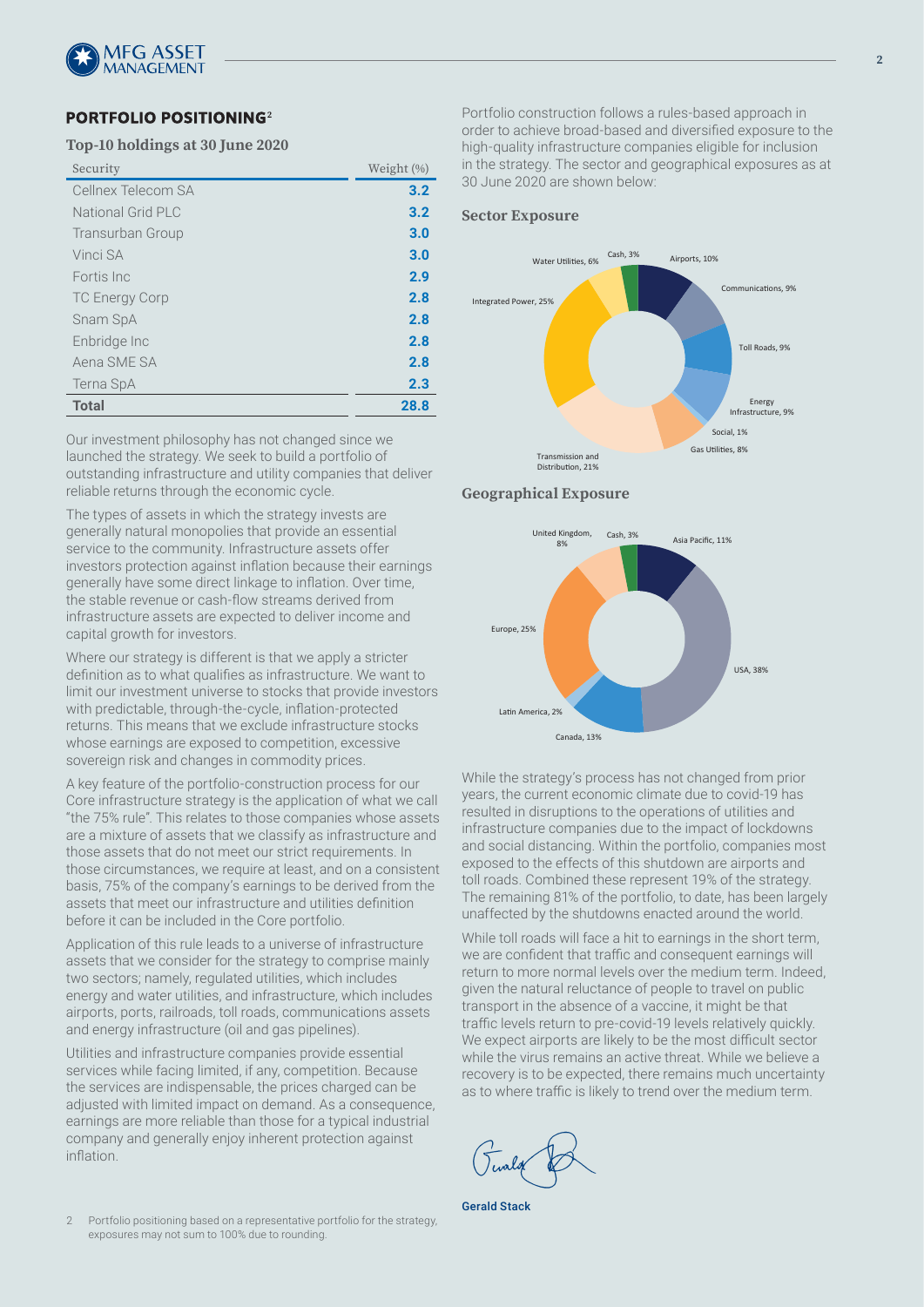## PORTFOLIO POSITIONING[2]

### Top-10 holdings at 30 June 2020

| Security | Weight (%) |
|---|---|
| Cellnex Telecom SA | **3.2** |
| National Grid PLC | **3.2** |
| Transurban Group | **3.0** |
| Vinci SA | **3.0** |
| Fortis Inc | **2.9** |
| TC Energy Corp | **2.8** |
| Snam SpA | **2.8** |
| Enbridge Inc | **2.8** |
| Aena SME SA | **2.8** |
| Terna SpA | **2.3** |
| **Total** | **28.8** |

Our investment philosophy has not changed since we launched the strategy. We seek to build a portfolio of outstanding infrastructure and utility companies that deliver reliable returns through the economic cycle.

The types of assets in which the strategy invests are generally natural monopolies that provide an essential service to the community. Infrastructure assets offer investors protection against inflation because their earnings generally have some direct linkage to inflation. Over time, the stable revenue or cash-flow streams derived from infrastructure assets are expected to deliver income and capital growth for investors.

Where our strategy is different is that we apply a stricter definition as to what qualifies as infrastructure. We want to limit our investment universe to stocks that provide investors with predictable, through-the-cycle, inflation-protected returns. This means that we exclude infrastructure stocks whose earnings are exposed to competition, excessive sovereign risk and changes in commodity prices.

A key feature of the portfolio-construction process for our Core infrastructure strategy is the application of what we call "the 75% rule". This relates to those companies whose assets are a mixture of assets that we classify as infrastructure and those assets that do not meet our strict requirements. In those circumstances, we require at least, and on a consistent basis, 75% of the company's earnings to be derived from the assets that meet our infrastructure and utilities definition before it can be included in the Core portfolio.

Application of this rule leads to a universe of infrastructure assets that we consider for the strategy to comprise mainly two sectors; namely, regulated utilities, which includes energy and water utilities, and infrastructure, which includes airports, ports, railroads, toll roads, communications assets and energy infrastructure (oil and gas pipelines).

Utilities and infrastructure companies provide essential services while facing limited, if any, competition. Because the services are indispensable, the prices charged can be adjusted with limited impact on demand. As a consequence, earnings are more reliable than those for a typical industrial company and generally enjoy inherent protection against inflation.

Portfolio construction follows a rules-based approach in order to achieve broad-based and diversified exposure to the high-quality infrastructure companies eligible for inclusion in the strategy. The sector and geographical exposures as at 30 June 2020 are shown below:

### Sector Exposure

| Sector | Weight |
|---|---|
| Airports | 10% |
| Communications | 9% |
| Toll Roads | 9% |
| Energy Infrastructure | 9% |
| Social | 1% |
| Gas Utilities | 8% |
| Transmission and Distribution | 21% |
| Integrated Power | 25% |
| Water Utilities | 6% |
| Cash | 3% |

### Geographical Exposure

| Region | Weight |
|---|---|
| Asia Pacific | 11% |
| USA | 38% |
| Canada | 13% |
| Latin America | 2% |
| Europe | 25% |
| United Kingdom | 8% |
| Cash | 3% |

While the strategy's process has not changed from prior years, the current economic climate due to covid-19 has resulted in disruptions to the operations of utilities and infrastructure companies due to the impact of lockdowns and social distancing. Within the portfolio, companies most exposed to the effects of this shutdown are airports and toll roads. Combined these represent 19% of the strategy. The remaining 81% of the portfolio, to date, has been largely unaffected by the shutdowns enacted around the world.

While toll roads will face a hit to earnings in the short term, we are confident that traffic and consequent earnings will return to more normal levels over the medium term. Indeed, given the natural reluctance of people to travel on public transport in the absence of a vaccine, it might be that traffic levels return to pre-covid-19 levels relatively quickly. We expect airports are likely to be the most difficult sector while the virus remains an active threat. While we believe a recovery is to be expected, there remains much uncertainty as to where traffic is likely to trend over the medium term.

Gerald Stack

2 Portfolio positioning based on a representative portfolio for the strategy, exposures may not sum to 100% due to rounding.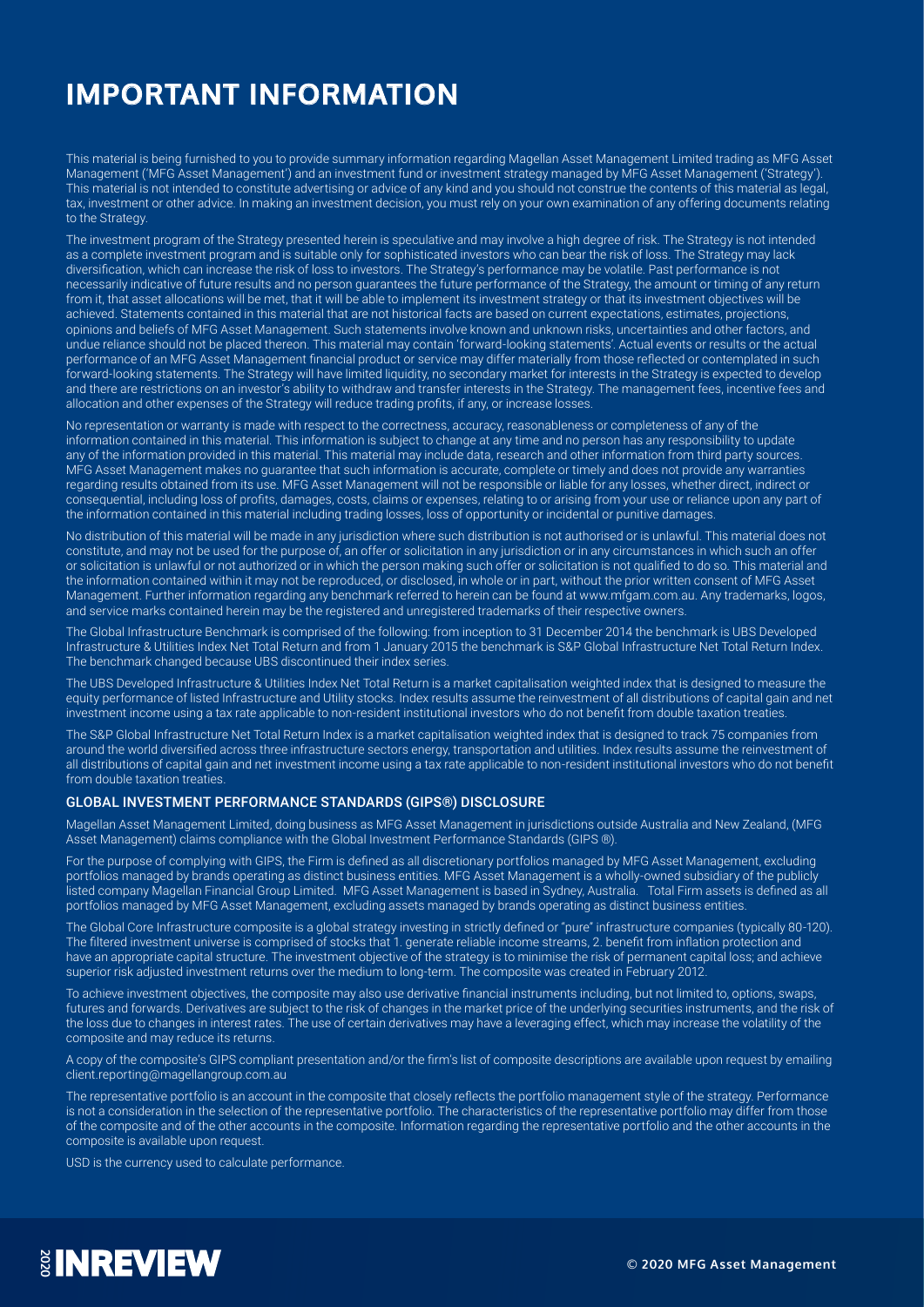# IMPORTANT INFORMATION

This material is being furnished to you to provide summary information regarding Magellan Asset Management Limited trading as MFG Asset Management ('MFG Asset Management') and an investment fund or investment strategy managed by MFG Asset Management ('Strategy'). This material is not intended to constitute advertising or advice of any kind and you should not construe the contents of this material as legal, tax, investment or other advice. In making an investment decision, you must rely on your own examination of any offering documents relating to the Strategy.

The investment program of the Strategy presented herein is speculative and may involve a high degree of risk. The Strategy is not intended as a complete investment program and is suitable only for sophisticated investors who can bear the risk of loss. The Strategy may lack diversification, which can increase the risk of loss to investors. The Strategy's performance may be volatile. Past performance is not necessarily indicative of future results and no person guarantees the future performance of the Strategy, the amount or timing of any return from it, that asset allocations will be met, that it will be able to implement its investment strategy or that its investment objectives will be achieved. Statements contained in this material that are not historical facts are based on current expectations, estimates, projections, opinions and beliefs of MFG Asset Management. Such statements involve known and unknown risks, uncertainties and other factors, and undue reliance should not be placed thereon. This material may contain 'forward-looking statements'. Actual events or results or the actual performance of an MFG Asset Management financial product or service may differ materially from those reflected or contemplated in such forward-looking statements. The Strategy will have limited liquidity, no secondary market for interests in the Strategy is expected to develop and there are restrictions on an investor's ability to withdraw and transfer interests in the Strategy. The management fees, incentive fees and allocation and other expenses of the Strategy will reduce trading profits, if any, or increase losses.

No representation or warranty is made with respect to the correctness, accuracy, reasonableness or completeness of any of the information contained in this material. This information is subject to change at any time and no person has any responsibility to update any of the information provided in this material. This material may include data, research and other information from third party sources. MFG Asset Management makes no guarantee that such information is accurate, complete or timely and does not provide any warranties regarding results obtained from its use. MFG Asset Management will not be responsible or liable for any losses, whether direct, indirect or consequential, including loss of profits, damages, costs, claims or expenses, relating to or arising from your use or reliance upon any part of the information contained in this material including trading losses, loss of opportunity or incidental or punitive damages.

No distribution of this material will be made in any jurisdiction where such distribution is not authorised or is unlawful. This material does not constitute, and may not be used for the purpose of, an offer or solicitation in any jurisdiction or in any circumstances in which such an offer or solicitation is unlawful or not authorized or in which the person making such offer or solicitation is not qualified to do so. This material and the information contained within it may not be reproduced, or disclosed, in whole or in part, without the prior written consent of MFG Asset Management. Further information regarding any benchmark referred to herein can be found at www.mfgam.com.au. Any trademarks, logos, and service marks contained herein may be the registered and unregistered trademarks of their respective owners.

The Global Infrastructure Benchmark is comprised of the following: from inception to 31 December 2014 the benchmark is UBS Developed Infrastructure & Utilities Index Net Total Return and from 1 January 2015 the benchmark is S&P Global Infrastructure Net Total Return Index. The benchmark changed because UBS discontinued their index series.

The UBS Developed Infrastructure & Utilities Index Net Total Return is a market capitalisation weighted index that is designed to measure the equity performance of listed Infrastructure and Utility stocks. Index results assume the reinvestment of all distributions of capital gain and net investment income using a tax rate applicable to non-resident institutional investors who do not benefit from double taxation treaties.

The S&P Global Infrastructure Net Total Return Index is a market capitalisation weighted index that is designed to track 75 companies from around the world diversified across three infrastructure sectors energy, transportation and utilities. Index results assume the reinvestment of all distributions of capital gain and net investment income using a tax rate applicable to non-resident institutional investors who do not benefit from double taxation treaties.

### GLOBAL INVESTMENT PERFORMANCE STANDARDS (GIPS®) DISCLOSURE

Magellan Asset Management Limited, doing business as MFG Asset Management in jurisdictions outside Australia and New Zealand, (MFG Asset Management) claims compliance with the Global Investment Performance Standards (GIPS ®).

For the purpose of complying with GIPS, the Firm is defined as all discretionary portfolios managed by MFG Asset Management, excluding portfolios managed by brands operating as distinct business entities. MFG Asset Management is a wholly-owned subsidiary of the publicly listed company Magellan Financial Group Limited. MFG Asset Management is based in Sydney, Australia. Total Firm assets is defined as all portfolios managed by MFG Asset Management, excluding assets managed by brands operating as distinct business entities.

The Global Core Infrastructure composite is a global strategy investing in strictly defined or "pure" infrastructure companies (typically 80-120). The filtered investment universe is comprised of stocks that 1. generate reliable income streams, 2. benefit from inflation protection and have an appropriate capital structure. The investment objective of the strategy is to minimise the risk of permanent capital loss; and achieve superior risk adjusted investment returns over the medium to long-term. The composite was created in February 2012.

To achieve investment objectives, the composite may also use derivative financial instruments including, but not limited to, options, swaps, futures and forwards. Derivatives are subject to the risk of changes in the market price of the underlying securities instruments, and the risk of the loss due to changes in interest rates. The use of certain derivatives may have a leveraging effect, which may increase the volatility of the composite and may reduce its returns.

A copy of the composite's GIPS compliant presentation and/or the firm's list of composite descriptions are available upon request by emailing client.reporting@magellangroup.com.au

The representative portfolio is an account in the composite that closely reflects the portfolio management style of the strategy. Performance is not a consideration in the selection of the representative portfolio. The characteristics of the representative portfolio may differ from those of the composite and of the other accounts in the composite. Information regarding the representative portfolio and the other accounts in the composite is available upon request.

USD is the currency used to calculate performance.

2020 INREVIEW

© 2020 MFG Asset Management